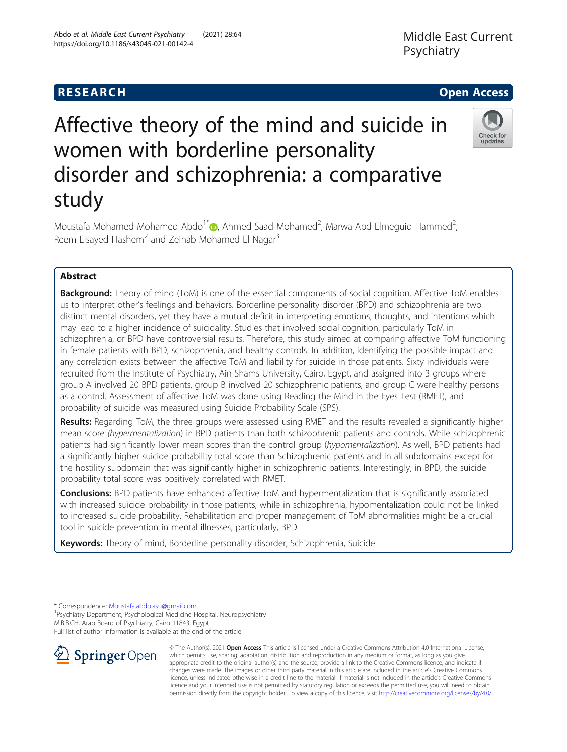RESEARCH

Open Access

# Affective theory of the mind and suicide in women with borderline personality disorder and schizophrenia: a comparative study

Moustafa Mohamed Mohamed Abdo[1*], Ahmed Saad Mohamed[2], Marwa Abd Elmeguid Hammed[2], Reem Elsayed Hashem[2] and Zeinab Mohamed El Nagar[3]

## Abstract

**Background:** Theory of mind (ToM) is one of the essential components of social cognition. Affective ToM enables us to interpret other's feelings and behaviors. Borderline personality disorder (BPD) and schizophrenia are two distinct mental disorders, yet they have a mutual deficit in interpreting emotions, thoughts, and intentions which may lead to a higher incidence of suicidality. Studies that involved social cognition, particularly ToM in schizophrenia, or BPD have controversial results. Therefore, this study aimed at comparing affective ToM functioning in female patients with BPD, schizophrenia, and healthy controls. In addition, identifying the possible impact and any correlation exists between the affective ToM and liability for suicide in those patients. Sixty individuals were recruited from the Institute of Psychiatry, Ain Shams University, Cairo, Egypt, and assigned into 3 groups where group A involved 20 BPD patients, group B involved 20 schizophrenic patients, and group C were healthy persons as a control. Assessment of affective ToM was done using Reading the Mind in the Eyes Test (RMET), and probability of suicide was measured using Suicide Probability Scale (SPS).

**Results:** Regarding ToM, the three groups were assessed using RMET and the results revealed a significantly higher mean score *(hypermentalization)* in BPD patients than both schizophrenic patients and controls. While schizophrenic patients had significantly lower mean scores than the control group (*hypomentalization*). As well, BPD patients had a significantly higher suicide probability total score than Schizophrenic patients and in all subdomains except for the hostility subdomain that was significantly higher in schizophrenic patients. Interestingly, in BPD, the suicide probability total score was positively correlated with RMET.

**Conclusions:** BPD patients have enhanced affective ToM and hypermentalization that is significantly associated with increased suicide probability in those patients, while in schizophrenia, hypomentalization could not be linked to increased suicide probability. Rehabilitation and proper management of ToM abnormalities might be a crucial tool in suicide prevention in mental illnesses, particularly, BPD.

**Keywords:** Theory of mind, Borderline personality disorder, Schizophrenia, Suicide

\* Correspondence: Moustafa.abdo.asu@gmail.com
[1]Psychiatry Department, Psychological Medicine Hospital, Neuropsychiatry M.B.B.CH, Arab Board of Psychiatry, Cairo 11843, Egypt
Full list of author information is available at the end of the article

© The Author(s). 2021 **Open Access** This article is licensed under a Creative Commons Attribution 4.0 International License, which permits use, sharing, adaptation, distribution and reproduction in any medium or format, as long as you give appropriate credit to the original author(s) and the source, provide a link to the Creative Commons licence, and indicate if changes were made. The images or other third party material in this article are included in the article's Creative Commons licence, unless indicated otherwise in a credit line to the material. If material is not included in the article's Creative Commons licence and your intended use is not permitted by statutory regulation or exceeds the permitted use, you will need to obtain permission directly from the copyright holder. To view a copy of this licence, visit http://creativecommons.org/licenses/by/4.0/.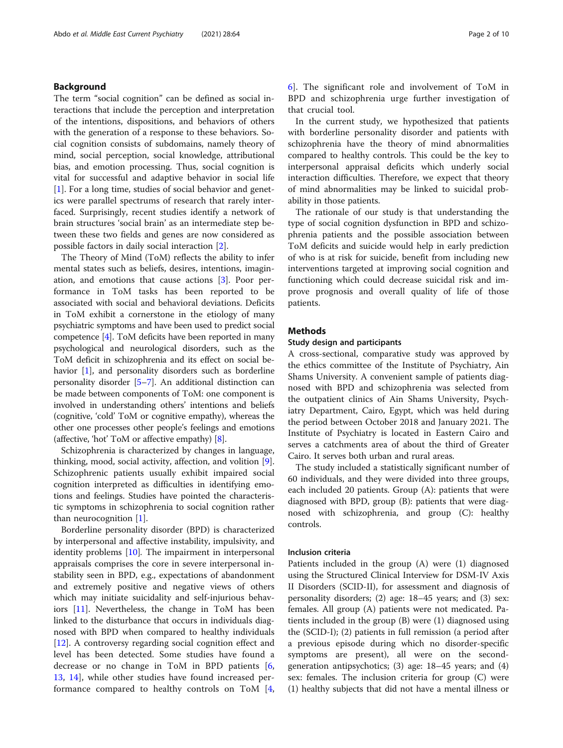## Background

The term "social cognition" can be defined as social interactions that include the perception and interpretation of the intentions, dispositions, and behaviors of others with the generation of a response to these behaviors. Social cognition consists of subdomains, namely theory of mind, social perception, social knowledge, attributional bias, and emotion processing. Thus, social cognition is vital for successful and adaptive behavior in social life [1]. For a long time, studies of social behavior and genetics were parallel spectrums of research that rarely interfaced. Surprisingly, recent studies identify a network of brain structures 'social brain' as an intermediate step between these two fields and genes are now considered as possible factors in daily social interaction [2].

The Theory of Mind (ToM) reflects the ability to infer mental states such as beliefs, desires, intentions, imagination, and emotions that cause actions [3]. Poor performance in ToM tasks has been reported to be associated with social and behavioral deviations. Deficits in ToM exhibit a cornerstone in the etiology of many psychiatric symptoms and have been used to predict social competence [4]. ToM deficits have been reported in many psychological and neurological disorders, such as the ToM deficit in schizophrenia and its effect on social behavior [1], and personality disorders such as borderline personality disorder [5–7]. An additional distinction can be made between components of ToM: one component is involved in understanding others' intentions and beliefs (cognitive, 'cold' ToM or cognitive empathy), whereas the other one processes other people's feelings and emotions (affective, 'hot' ToM or affective empathy) [8].

Schizophrenia is characterized by changes in language, thinking, mood, social activity, affection, and volition [9]. Schizophrenic patients usually exhibit impaired social cognition interpreted as difficulties in identifying emotions and feelings. Studies have pointed the characteristic symptoms in schizophrenia to social cognition rather than neurocognition [1].

Borderline personality disorder (BPD) is characterized by interpersonal and affective instability, impulsivity, and identity problems [10]. The impairment in interpersonal appraisals comprises the core in severe interpersonal instability seen in BPD, e.g., expectations of abandonment and extremely positive and negative views of others which may initiate suicidality and self-injurious behaviors [11]. Nevertheless, the change in ToM has been linked to the disturbance that occurs in individuals diagnosed with BPD when compared to healthy individuals [12]. A controversy regarding social cognition effect and level has been detected. Some studies have found a decrease or no change in ToM in BPD patients [6, 13, 14], while other studies have found increased performance compared to healthy controls on ToM [4, 6]. The significant role and involvement of ToM in BPD and schizophrenia urge further investigation of that crucial tool.

In the current study, we hypothesized that patients with borderline personality disorder and patients with schizophrenia have the theory of mind abnormalities compared to healthy controls. This could be the key to interpersonal appraisal deficits which underly social interaction difficulties. Therefore, we expect that theory of mind abnormalities may be linked to suicidal probability in those patients.

The rationale of our study is that understanding the type of social cognition dysfunction in BPD and schizophrenia patients and the possible association between ToM deficits and suicide would help in early prediction of who is at risk for suicide, benefit from including new interventions targeted at improving social cognition and functioning which could decrease suicidal risk and improve prognosis and overall quality of life of those patients.

## Methods

### Study design and participants

A cross-sectional, comparative study was approved by the ethics committee of the Institute of Psychiatry, Ain Shams University. A convenient sample of patients diagnosed with BPD and schizophrenia was selected from the outpatient clinics of Ain Shams University, Psychiatry Department, Cairo, Egypt, which was held during the period between October 2018 and January 2021. The Institute of Psychiatry is located in Eastern Cairo and serves a catchments area of about the third of Greater Cairo. It serves both urban and rural areas.

The study included a statistically significant number of 60 individuals, and they were divided into three groups, each included 20 patients. Group (A): patients that were diagnosed with BPD, group (B): patients that were diagnosed with schizophrenia, and group (C): healthy controls.

### Inclusion criteria

Patients included in the group (A) were (1) diagnosed using the Structured Clinical Interview for DSM-IV Axis II Disorders (SCID-II), for assessment and diagnosis of personality disorders; (2) age: 18–45 years; and (3) sex: females. All group (A) patients were not medicated. Patients included in the group (B) were (1) diagnosed using the (SCID-I); (2) patients in full remission (a period after a previous episode during which no disorder-specific symptoms are present), all were on the second-generation antipsychotics; (3) age: 18–45 years; and (4) sex: females. The inclusion criteria for group (C) were (1) healthy subjects that did not have a mental illness or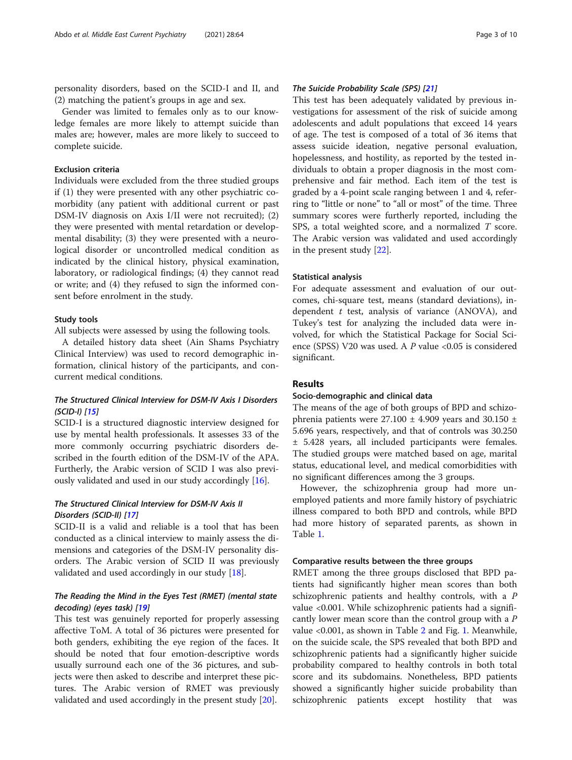personality disorders, based on the SCID-I and II, and (2) matching the patient's groups in age and sex.

Gender was limited to females only as to our knowledge females are more likely to attempt suicide than males are; however, males are more likely to succeed to complete suicide.

#### Exclusion criteria

Individuals were excluded from the three studied groups if (1) they were presented with any other psychiatric comorbidity (any patient with additional current or past DSM-IV diagnosis on Axis I/II were not recruited); (2) they were presented with mental retardation or developmental disability; (3) they were presented with a neurological disorder or uncontrolled medical condition as indicated by the clinical history, physical examination, laboratory, or radiological findings; (4) they cannot read or write; and (4) they refused to sign the informed consent before enrolment in the study.

#### Study tools

All subjects were assessed by using the following tools.

A detailed history data sheet (Ain Shams Psychiatry Clinical Interview) was used to record demographic information, clinical history of the participants, and concurrent medical conditions.

##### *The Structured Clinical Interview for DSM-IV Axis I Disorders (SCID-I) [15]*

SCID-I is a structured diagnostic interview designed for use by mental health professionals. It assesses 33 of the more commonly occurring psychiatric disorders described in the fourth edition of the DSM-IV of the APA. Furtherly, the Arabic version of SCID I was also previously validated and used in our study accordingly [16].

##### *The Structured Clinical Interview for DSM-IV Axis II Disorders (SCID-II) [17]*

SCID-II is a valid and reliable is a tool that has been conducted as a clinical interview to mainly assess the dimensions and categories of the DSM-IV personality disorders. The Arabic version of SCID II was previously validated and used accordingly in our study [18].

##### *The Reading the Mind in the Eyes Test (RMET) (mental state decoding) (eyes task) [19]*

This test was genuinely reported for properly assessing affective ToM. A total of 36 pictures were presented for both genders, exhibiting the eye region of the faces. It should be noted that four emotion-descriptive words usually surround each one of the 36 pictures, and subjects were then asked to describe and interpret these pictures. The Arabic version of RMET was previously validated and used accordingly in the present study [20].

##### *The Suicide Probability Scale (SPS) [21]*

This test has been adequately validated by previous investigations for assessment of the risk of suicide among adolescents and adult populations that exceed 14 years of age. The test is composed of a total of 36 items that assess suicide ideation, negative personal evaluation, hopelessness, and hostility, as reported by the tested individuals to obtain a proper diagnosis in the most comprehensive and fair method. Each item of the test is graded by a 4-point scale ranging between 1 and 4, referring to "little or none" to "all or most" of the time. Three summary scores were furtherly reported, including the SPS, a total weighted score, and a normalized $T$ score. The Arabic version was validated and used accordingly in the present study [22].

#### Statistical analysis

For adequate assessment and evaluation of our outcomes, chi-square test, means (standard deviations), independent $t$ test, analysis of variance (ANOVA), and Tukey's test for analyzing the included data were involved, for which the Statistical Package for Social Science (SPSS) V20 was used. A $P$ value $<0.05$ is considered significant.

## Results

#### Socio-demographic and clinical data

The means of the age of both groups of BPD and schizophrenia patients were 27.100 ± 4.909 years and 30.150 ± 5.696 years, respectively, and that of controls was 30.250 ± 5.428 years, all included participants were females. The studied groups were matched based on age, marital status, educational level, and medical comorbidities with no significant differences among the 3 groups.

However, the schizophrenia group had more unemployed patients and more family history of psychiatric illness compared to both BPD and controls, while BPD had more history of separated parents, as shown in Table 1.

#### Comparative results between the three groups

RMET among the three groups disclosed that BPD patients had significantly higher mean scores than both schizophrenic patients and healthy controls, with a $P$ value $<0.001$. While schizophrenic patients had a significantly lower mean score than the control group with a $P$ value $<0.001$, as shown in Table 2 and Fig. 1. Meanwhile, on the suicide scale, the SPS revealed that both BPD and schizophrenic patients had a significantly higher suicide probability compared to healthy controls in both total score and its subdomains. Nonetheless, BPD patients showed a significantly higher suicide probability than schizophrenic patients except hostility that was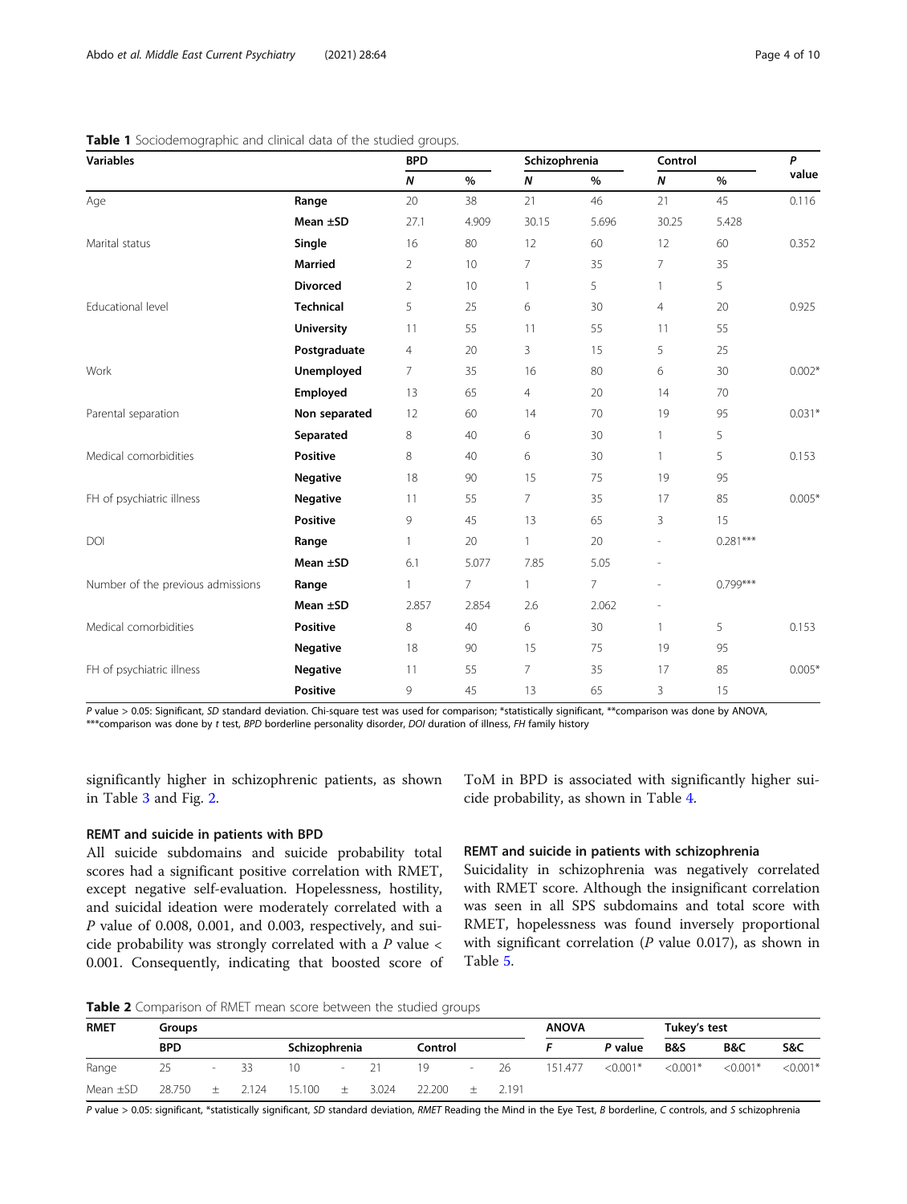**Table 1** Sociodemographic and clinical data of the studied groups.

| Variables | | BPD | | Schizophrenia | | Control | | P value |
|---|---|---|---|---|---|---|---|---|
| | | *N* | % | *N* | % | *N* | % | |
| Age | **Range** | 20 | 38 | 21 | 46 | 21 | 45 | 0.116 |
| | **Mean ±SD** | 27.1 | 4.909 | 30.15 | 5.696 | 30.25 | 5.428 | |
| Marital status | **Single** | 16 | 80 | 12 | 60 | 12 | 60 | 0.352 |
| | **Married** | 2 | 10 | 7 | 35 | 7 | 35 | |
| | **Divorced** | 2 | 10 | 1 | 5 | 1 | 5 | |
| Educational level | **Technical** | 5 | 25 | 6 | 30 | 4 | 20 | 0.925 |
| | **University** | 11 | 55 | 11 | 55 | 11 | 55 | |
| | **Postgraduate** | 4 | 20 | 3 | 15 | 5 | 25 | |
| Work | **Unemployed** | 7 | 35 | 16 | 80 | 6 | 30 | 0.002* |
| | **Employed** | 13 | 65 | 4 | 20 | 14 | 70 | |
| Parental separation | **Non separated** | 12 | 60 | 14 | 70 | 19 | 95 | 0.031* |
| | **Separated** | 8 | 40 | 6 | 30 | 1 | 5 | |
| Medical comorbidities | **Positive** | 8 | 40 | 6 | 30 | 1 | 5 | 0.153 |
| | **Negative** | 18 | 90 | 15 | 75 | 19 | 95 | |
| FH of psychiatric illness | **Negative** | 11 | 55 | 7 | 35 | 17 | 85 | 0.005* |
| | **Positive** | 9 | 45 | 13 | 65 | 3 | 15 | |
| DOI | **Range** | 1 | 20 | 1 | 20 | - | 0.281*** | |
| | **Mean ±SD** | 6.1 | 5.077 | 7.85 | 5.05 | - | | |
| Number of the previous admissions | **Range** | 1 | 7 | 1 | 7 | - | 0.799*** | |
| | **Mean ±SD** | 2.857 | 2.854 | 2.6 | 2.062 | - | | |
| Medical comorbidities | **Positive** | 8 | 40 | 6 | 30 | 1 | 5 | 0.153 |
| | **Negative** | 18 | 90 | 15 | 75 | 19 | 95 | |
| FH of psychiatric illness | **Negative** | 11 | 55 | 7 | 35 | 17 | 85 | 0.005* |
| | **Positive** | 9 | 45 | 13 | 65 | 3 | 15 | |

*P* value > 0.05: Significant, *SD* standard deviation. Chi-square test was used for comparison; *statistically significant, **comparison was done by ANOVA, ***comparison was done by *t* test, *BPD* borderline personality disorder, *DOI* duration of illness, *FH* family history

significantly higher in schizophrenic patients, as shown in Table 3 and Fig. 2.

### REMT and suicide in patients with BPD

All suicide subdomains and suicide probability total scores had a significant positive correlation with RMET, except negative self-evaluation. Hopelessness, hostility, and suicidal ideation were moderately correlated with a *P* value of 0.008, 0.001, and 0.003, respectively, and suicide probability was strongly correlated with a *P* value < 0.001. Consequently, indicating that boosted score of ToM in BPD is associated with significantly higher suicide probability, as shown in Table 4.

### REMT and suicide in patients with schizophrenia

Suicidality in schizophrenia was negatively correlated with RMET score. Although the insignificant correlation was seen in all SPS subdomains and total score with RMET, hopelessness was found inversely proportional with significant correlation (*P* value 0.017), as shown in Table 5.

**Table 2** Comparison of RMET mean score between the studied groups

| RMET | Groups | | | | | | | | | ANOVA | | Tukey's test | | |
|---|---|---|---|---|---|---|---|---|---|---|---|---|---|---|
| | BPD | | | Schizophrenia | | | Control | | | *F* | *P* value | B&S | B&C | S&C |
| Range | 25 | - | 33 | 10 | - | 21 | 19 | - | 26 | 151.477 | <0.001* | <0.001* | <0.001* | <0.001* |
| Mean ±SD | 28.750 | ± | 2.124 | 15.100 | ± | 3.024 | 22.200 | ± | 2.191 | | | | | |

*P* value > 0.05: significant, *statistically significant, *SD* standard deviation, *RMET* Reading the Mind in the Eye Test, *B* borderline, *C* controls, and *S* schizophrenia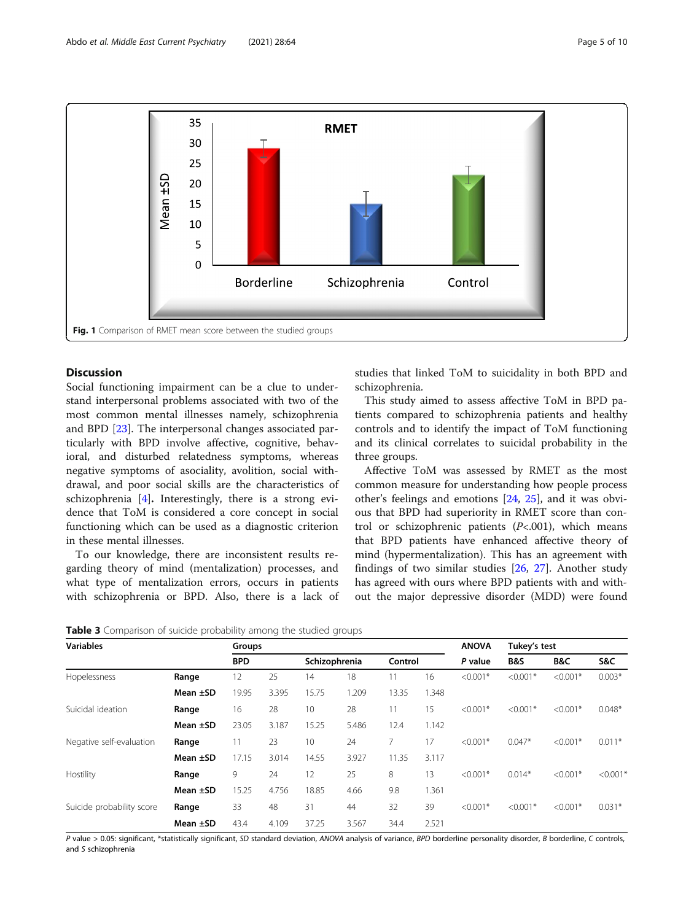Fig. 1 Comparison of RMET mean score between the studied groups

## Discussion

Social functioning impairment can be a clue to understand interpersonal problems associated with two of the most common mental illnesses namely, schizophrenia and BPD [23]. The interpersonal changes associated particularly with BPD involve affective, cognitive, behavioral, and disturbed relatedness symptoms, whereas negative symptoms of asociality, avolition, social withdrawal, and poor social skills are the characteristics of schizophrenia [4]. Interestingly, there is a strong evidence that ToM is considered a core concept in social functioning which can be used as a diagnostic criterion in these mental illnesses.

To our knowledge, there are inconsistent results regarding theory of mind (mentalization) processes, and what type of mentalization errors, occurs in patients with schizophrenia or BPD. Also, there is a lack of studies that linked ToM to suicidality in both BPD and schizophrenia.

This study aimed to assess affective ToM in BPD patients compared to schizophrenia patients and healthy controls and to identify the impact of ToM functioning and its clinical correlates to suicidal probability in the three groups.

Affective ToM was assessed by RMET as the most common measure for understanding how people process other's feelings and emotions [24, 25], and it was obvious that BPD had superiority in RMET score than control or schizophrenic patients ($P<.001$), which means that BPD patients have enhanced affective theory of mind (hypermentalization). This has an agreement with findings of two similar studies [26, 27]. Another study has agreed with ours where BPD patients with and without the major depressive disorder (MDD) were found

**Table 3** Comparison of suicide probability among the studied groups

| Variables | | Groups | | | | | | ANOVA | Tukey's test | | |
|---|---|---|---|---|---|---|---|---|---|---|---|
| | | BPD | | Schizophrenia | | Control | | *P* value | B&S | B&C | S&C |
| Hopelessness | Range | 12 | 25 | 14 | 18 | 11 | 16 | <0.001* | <0.001* | <0.001* | 0.003* |
| | Mean ±SD | 19.95 | 3.395 | 15.75 | 1.209 | 13.35 | 1.348 | | | | |
| Suicidal ideation | Range | 16 | 28 | 10 | 28 | 11 | 15 | <0.001* | <0.001* | <0.001* | 0.048* |
| | Mean ±SD | 23.05 | 3.187 | 15.25 | 5.486 | 12.4 | 1.142 | | | | |
| Negative self-evaluation | Range | 11 | 23 | 10 | 24 | 7 | 17 | <0.001* | 0.047* | <0.001* | 0.011* |
| | Mean ±SD | 17.15 | 3.014 | 14.55 | 3.927 | 11.35 | 3.117 | | | | |
| Hostility | Range | 9 | 24 | 12 | 25 | 8 | 13 | <0.001* | 0.014* | <0.001* | <0.001* |
| | Mean ±SD | 15.25 | 4.756 | 18.85 | 4.66 | 9.8 | 1.361 | | | | |
| Suicide probability score | Range | 33 | 48 | 31 | 44 | 32 | 39 | <0.001* | <0.001* | <0.001* | 0.031* |
| | Mean ±SD | 43.4 | 4.109 | 37.25 | 3.567 | 34.4 | 2.521 | | | | |

*P* value > 0.05: significant, *statistically significant, *SD* standard deviation, *ANOVA* analysis of variance, *BPD* borderline personality disorder, *B* borderline, *C* controls, and *S* schizophrenia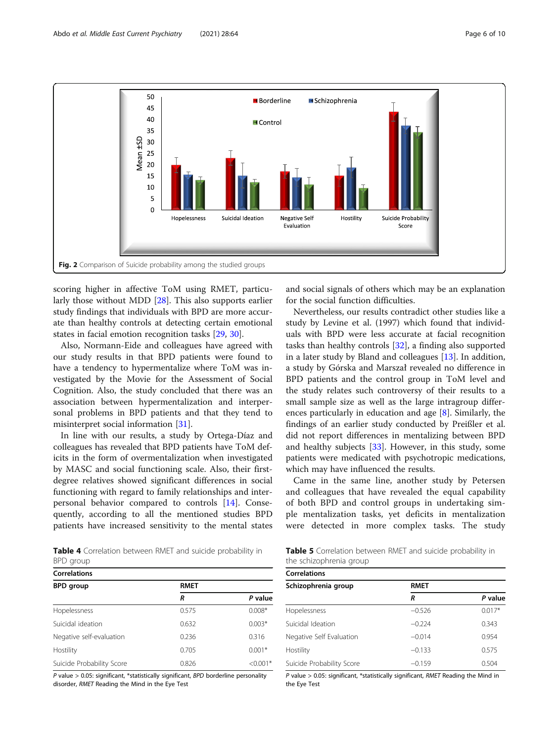Fig. 2 Comparison of Suicide probability among the studied groups

scoring higher in affective ToM using RMET, particularly those without MDD [28]. This also supports earlier study findings that individuals with BPD are more accurate than healthy controls at detecting certain emotional states in facial emotion recognition tasks [29, 30].

Also, Normann-Eide and colleagues have agreed with our study results in that BPD patients were found to have a tendency to hypermentalize where ToM was investigated by the Movie for the Assessment of Social Cognition. Also, the study concluded that there was an association between hypermentalization and interpersonal problems in BPD patients and that they tend to misinterpret social information [31].

In line with our results, a study by Ortega-Díaz and colleagues has revealed that BPD patients have ToM deficits in the form of overmentalization when investigated by MASC and social functioning scale. Also, their first-degree relatives showed significant differences in social functioning with regard to family relationships and interpersonal behavior compared to controls [14]. Consequently, according to all the mentioned studies BPD patients have increased sensitivity to the mental states and social signals of others which may be an explanation for the social function difficulties.

Nevertheless, our results contradict other studies like a study by Levine et al. (1997) which found that individuals with BPD were less accurate at facial recognition tasks than healthy controls [32], a finding also supported in a later study by Bland and colleagues [13]. In addition, a study by Górska and Marszał revealed no difference in BPD patients and the control group in ToM level and the study relates such controversy of their results to a small sample size as well as the large intragroup differences particularly in education and age [8]. Similarly, the findings of an earlier study conducted by Preißler et al. did not report differences in mentalizing between BPD and healthy subjects [33]. However, in this study, some patients were medicated with psychotropic medications, which may have influenced the results.

Came in the same line, another study by Petersen and colleagues that have revealed the equal capability of both BPD and control groups in undertaking simple mentalization tasks, yet deficits in mentalization were detected in more complex tasks. The study

**Table 4** Correlation between RMET and suicide probability in BPD group

| Correlations | | |
|---|---|---|
| **BPD group** | **RMET** | |
| | ***R*** | ***P* value** |
| Hopelessness | 0.575 | 0.008* |
| Suicidal ideation | 0.632 | 0.003* |
| Negative self-evaluation | 0.236 | 0.316 |
| Hostility | 0.705 | 0.001* |
| Suicide Probability Score | 0.826 | <0.001* |

*P* value > 0.05: significant, *statistically significant, *BPD* borderline personality disorder, *RMET* Reading the Mind in the Eye Test

**Table 5** Correlation between RMET and suicide probability in the schizophrenia group

| Correlations | | |
|---|---|---|
| **Schizophrenia group** | **RMET** | |
| | ***R*** | ***P* value** |
| Hopelessness | −0.526 | 0.017* |
| Suicidal Ideation | −0.224 | 0.343 |
| Negative Self Evaluation | −0.014 | 0.954 |
| Hostility | −0.133 | 0.575 |
| Suicide Probability Score | −0.159 | 0.504 |

*P* value > 0.05: significant, *statistically significant, *RMET* Reading the Mind in the Eye Test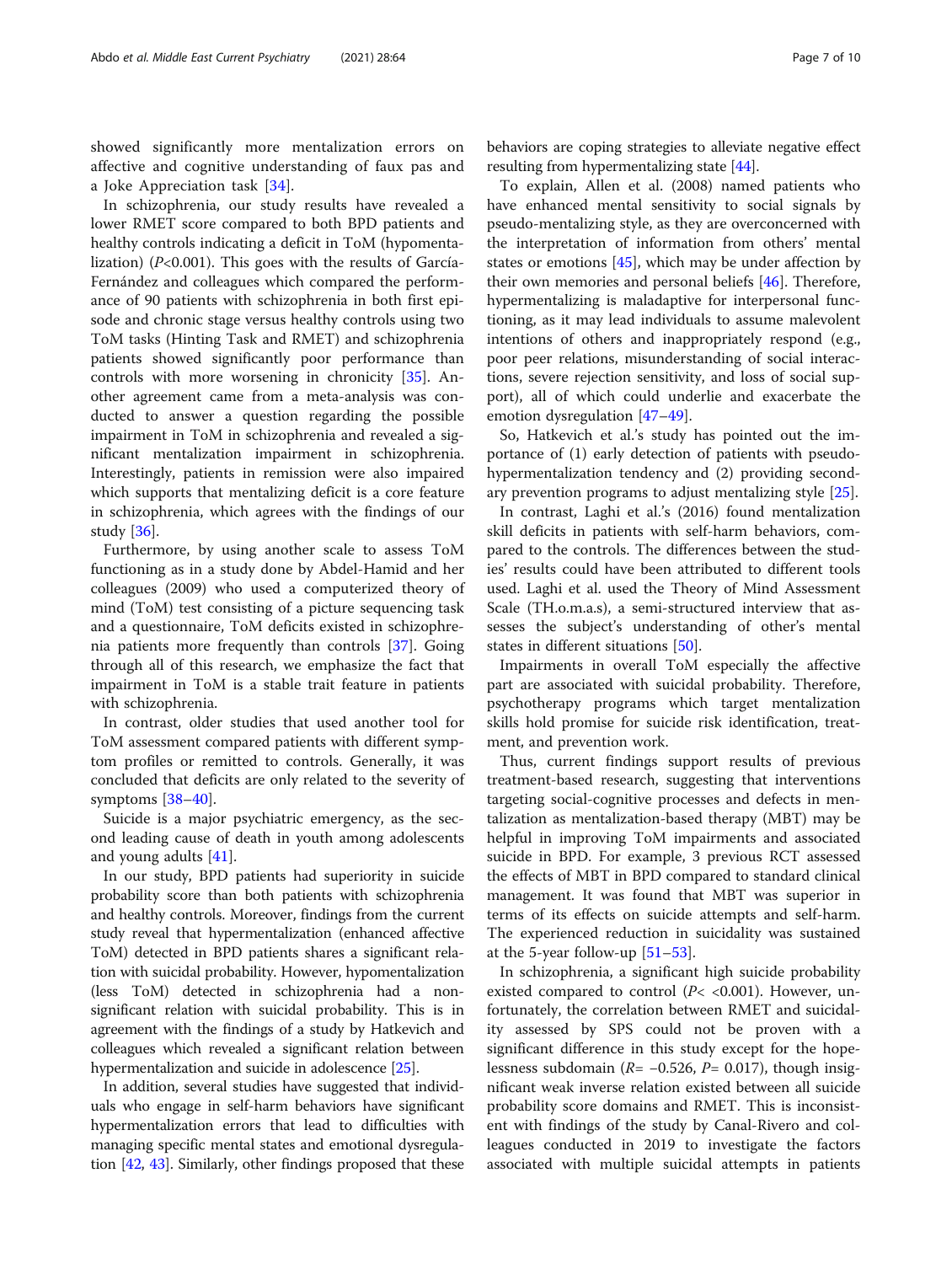showed significantly more mentalization errors on affective and cognitive understanding of faux pas and a Joke Appreciation task [34].

In schizophrenia, our study results have revealed a lower RMET score compared to both BPD patients and healthy controls indicating a deficit in ToM (hypomentalization) ($P<0.001$). This goes with the results of García-Fernández and colleagues which compared the performance of 90 patients with schizophrenia in both first episode and chronic stage versus healthy controls using two ToM tasks (Hinting Task and RMET) and schizophrenia patients showed significantly poor performance than controls with more worsening in chronicity [35]. Another agreement came from a meta-analysis was conducted to answer a question regarding the possible impairment in ToM in schizophrenia and revealed a significant mentalization impairment in schizophrenia. Interestingly, patients in remission were also impaired which supports that mentalizing deficit is a core feature in schizophrenia, which agrees with the findings of our study [36].

Furthermore, by using another scale to assess ToM functioning as in a study done by Abdel-Hamid and her colleagues (2009) who used a computerized theory of mind (ToM) test consisting of a picture sequencing task and a questionnaire, ToM deficits existed in schizophrenia patients more frequently than controls [37]. Going through all of this research, we emphasize the fact that impairment in ToM is a stable trait feature in patients with schizophrenia.

In contrast, older studies that used another tool for ToM assessment compared patients with different symptom profiles or remitted to controls. Generally, it was concluded that deficits are only related to the severity of symptoms [38–40].

Suicide is a major psychiatric emergency, as the second leading cause of death in youth among adolescents and young adults [41].

In our study, BPD patients had superiority in suicide probability score than both patients with schizophrenia and healthy controls. Moreover, findings from the current study reveal that hypermentalization (enhanced affective ToM) detected in BPD patients shares a significant relation with suicidal probability. However, hypomentalization (less ToM) detected in schizophrenia had a non-significant relation with suicidal probability. This is in agreement with the findings of a study by Hatkevich and colleagues which revealed a significant relation between hypermentalization and suicide in adolescence [25].

In addition, several studies have suggested that individuals who engage in self-harm behaviors have significant hypermentalization errors that lead to difficulties with managing specific mental states and emotional dysregulation [42, 43]. Similarly, other findings proposed that these behaviors are coping strategies to alleviate negative effect resulting from hypermentalizing state [44].

To explain, Allen et al. (2008) named patients who have enhanced mental sensitivity to social signals by pseudo-mentalizing style, as they are overconcerned with the interpretation of information from others' mental states or emotions [45], which may be under affection by their own memories and personal beliefs [46]. Therefore, hypermentalizing is maladaptive for interpersonal functioning, as it may lead individuals to assume malevolent intentions of others and inappropriately respond (e.g., poor peer relations, misunderstanding of social interactions, severe rejection sensitivity, and loss of social support), all of which could underlie and exacerbate the emotion dysregulation [47–49].

So, Hatkevich et al.'s study has pointed out the importance of (1) early detection of patients with pseudo-hypermentalization tendency and (2) providing secondary prevention programs to adjust mentalizing style [25].

In contrast, Laghi et al.'s (2016) found mentalization skill deficits in patients with self-harm behaviors, compared to the controls. The differences between the studies' results could have been attributed to different tools used. Laghi et al. used the Theory of Mind Assessment Scale (TH.o.m.a.s), a semi-structured interview that assesses the subject's understanding of other's mental states in different situations [50].

Impairments in overall ToM especially the affective part are associated with suicidal probability. Therefore, psychotherapy programs which target mentalization skills hold promise for suicide risk identification, treatment, and prevention work.

Thus, current findings support results of previous treatment-based research, suggesting that interventions targeting social-cognitive processes and defects in mentalization as mentalization-based therapy (MBT) may be helpful in improving ToM impairments and associated suicide in BPD. For example, 3 previous RCT assessed the effects of MBT in BPD compared to standard clinical management. It was found that MBT was superior in terms of its effects on suicide attempts and self-harm. The experienced reduction in suicidality was sustained at the 5-year follow-up [51–53].

In schizophrenia, a significant high suicide probability existed compared to control ($P< <0.001$). However, unfortunately, the correlation between RMET and suicidality assessed by SPS could not be proven with a significant difference in this study except for the hopelessness subdomain ($R= -0.526$, $P= 0.017$), though insignificant weak inverse relation existed between all suicide probability score domains and RMET. This is inconsistent with findings of the study by Canal-Rivero and colleagues conducted in 2019 to investigate the factors associated with multiple suicidal attempts in patients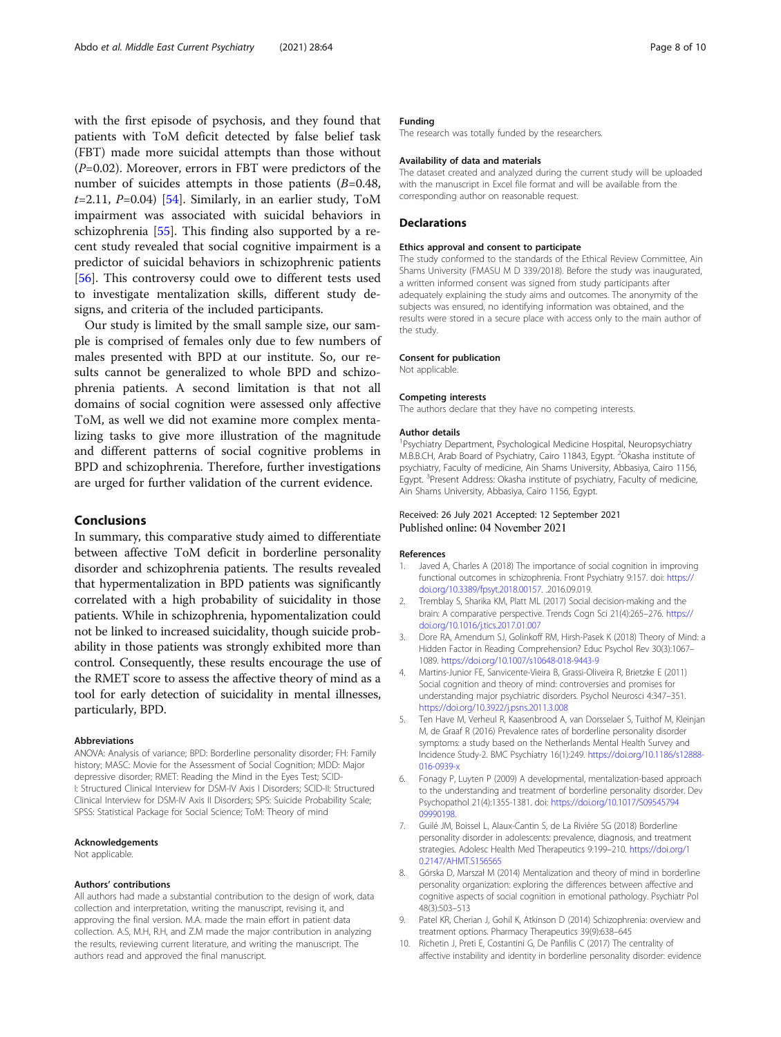with the first episode of psychosis, and they found that patients with ToM deficit detected by false belief task (FBT) made more suicidal attempts than those without ($P$=0.02). Moreover, errors in FBT were predictors of the number of suicides attempts in those patients ($B$=0.48, $t$=2.11, $P$=0.04) [54]. Similarly, in an earlier study, ToM impairment was associated with suicidal behaviors in schizophrenia [55]. This finding also supported by a recent study revealed that social cognitive impairment is a predictor of suicidal behaviors in schizophrenic patients [56]. This controversy could owe to different tests used to investigate mentalization skills, different study designs, and criteria of the included participants.

Our study is limited by the small sample size, our sample is comprised of females only due to few numbers of males presented with BPD at our institute. So, our results cannot be generalized to whole BPD and schizophrenia patients. A second limitation is that not all domains of social cognition were assessed only affective ToM, as well we did not examine more complex mentalizing tasks to give more illustration of the magnitude and different patterns of social cognitive problems in BPD and schizophrenia. Therefore, further investigations are urged for further validation of the current evidence.

## Conclusions

In summary, this comparative study aimed to differentiate between affective ToM deficit in borderline personality disorder and schizophrenia patients. The results revealed that hypermentalization in BPD patients was significantly correlated with a high probability of suicidality in those patients. While in schizophrenia, hypomentalization could not be linked to increased suicidality, though suicide probability in those patients was strongly exhibited more than control. Consequently, these results encourage the use of the RMET score to assess the affective theory of mind as a tool for early detection of suicidality in mental illnesses, particularly, BPD.

#### Abbreviations

ANOVA: Analysis of variance; BPD: Borderline personality disorder; FH: Family history; MASC: Movie for the Assessment of Social Cognition; MDD: Major depressive disorder; RMET: Reading the Mind in the Eyes Test; SCID-I: Structured Clinical Interview for DSM-IV Axis I Disorders; SCID-II: Structured Clinical Interview for DSM-IV Axis II Disorders; SPS: Suicide Probability Scale; SPSS: Statistical Package for Social Science; ToM: Theory of mind

#### Acknowledgements

Not applicable.

#### Authors' contributions

All authors had made a substantial contribution to the design of work, data collection and interpretation, writing the manuscript, revising it, and approving the final version. M.A. made the main effort in patient data collection. A.S, M.H, R.H, and Z.M made the major contribution in analyzing the results, reviewing current literature, and writing the manuscript. The authors read and approved the final manuscript.

#### Funding

The research was totally funded by the researchers.

#### Availability of data and materials

The dataset created and analyzed during the current study will be uploaded with the manuscript in Excel file format and will be available from the corresponding author on reasonable request.

### Declarations

#### Ethics approval and consent to participate

The study conformed to the standards of the Ethical Review Committee, Ain Shams University (FMASU M D 339/2018). Before the study was inaugurated, a written informed consent was signed from study participants after adequately explaining the study aims and outcomes. The anonymity of the subjects was ensured, no identifying information was obtained, and the results were stored in a secure place with access only to the main author of the study.

#### Consent for publication

Not applicable.

#### Competing interests

The authors declare that they have no competing interests.

#### Author details

[1]Psychiatry Department, Psychological Medicine Hospital, Neuropsychiatry M.B.B.CH, Arab Board of Psychiatry, Cairo 11843, Egypt. [2]Okasha institute of psychiatry, Faculty of medicine, Ain Shams University, Abbasiya, Cairo 1156, Egypt. [3]Present Address: Okasha institute of psychiatry, Faculty of medicine, Ain Shams University, Abbasiya, Cairo 1156, Egypt.

Received: 26 July 2021 Accepted: 12 September 2021
Published online: 04 November 2021

#### References

1. Javed A, Charles A (2018) The importance of social cognition in improving functional outcomes in schizophrenia. Front Psychiatry 9:157. doi: https://doi.org/10.3389/fpsyt.2018.00157. .2016.09.019.
2. Tremblay S, Sharika KM, Platt ML (2017) Social decision-making and the brain: A comparative perspective. Trends Cogn Sci 21(4):265–276. https://doi.org/10.1016/j.tics.2017.01.007
3. Dore RA, Amendum SJ, Golinkoff RM, Hirsh-Pasek K (2018) Theory of Mind: a Hidden Factor in Reading Comprehension? Educ Psychol Rev 30(3):1067–1089. https://doi.org/10.1007/s10648-018-9443-9
4. Martins-Junior FE, Sanvicente-Vieira B, Grassi-Oliveira R, Brietzke E (2011) Social cognition and theory of mind: controversies and promises for understanding major psychiatric disorders. Psychol Neurosci 4:347–351. https://doi.org/10.3922/j.psns.2011.3.008
5. Ten Have M, Verheul R, Kaasenbrood A, van Dorsselaer S, Tuithof M, Kleinjan M, de Graaf R (2016) Prevalence rates of borderline personality disorder symptoms: a study based on the Netherlands Mental Health Survey and Incidence Study-2. BMC Psychiatry 16(1):249. https://doi.org/10.1186/s12888-016-0939-x
6. Fonagy P, Luyten P (2009) A developmental, mentalization-based approach to the understanding and treatment of borderline personality disorder. Dev Psychopathol 21(4):1355-1381. doi: https://doi.org/10.1017/S0954579409990198.
7. Guilé JM, Boissel L, Alaux-Cantin S, de La Rivière SG (2018) Borderline personality disorder in adolescents: prevalence, diagnosis, and treatment strategies. Adolesc Health Med Therapeutics 9:199–210. https://doi.org/10.2147/AHMT.S156565
8. Górska D, Marszał M (2014) Mentalization and theory of mind in borderline personality organization: exploring the differences between affective and cognitive aspects of social cognition in emotional pathology. Psychiatr Pol 48(3):503–513
9. Patel KR, Cherian J, Gohil K, Atkinson D (2014) Schizophrenia: overview and treatment options. Pharmacy Therapeutics 39(9):638–645
10. Richetin J, Preti E, Costantini G, De Panfilis C (2017) The centrality of affective instability and identity in borderline personality disorder: evidence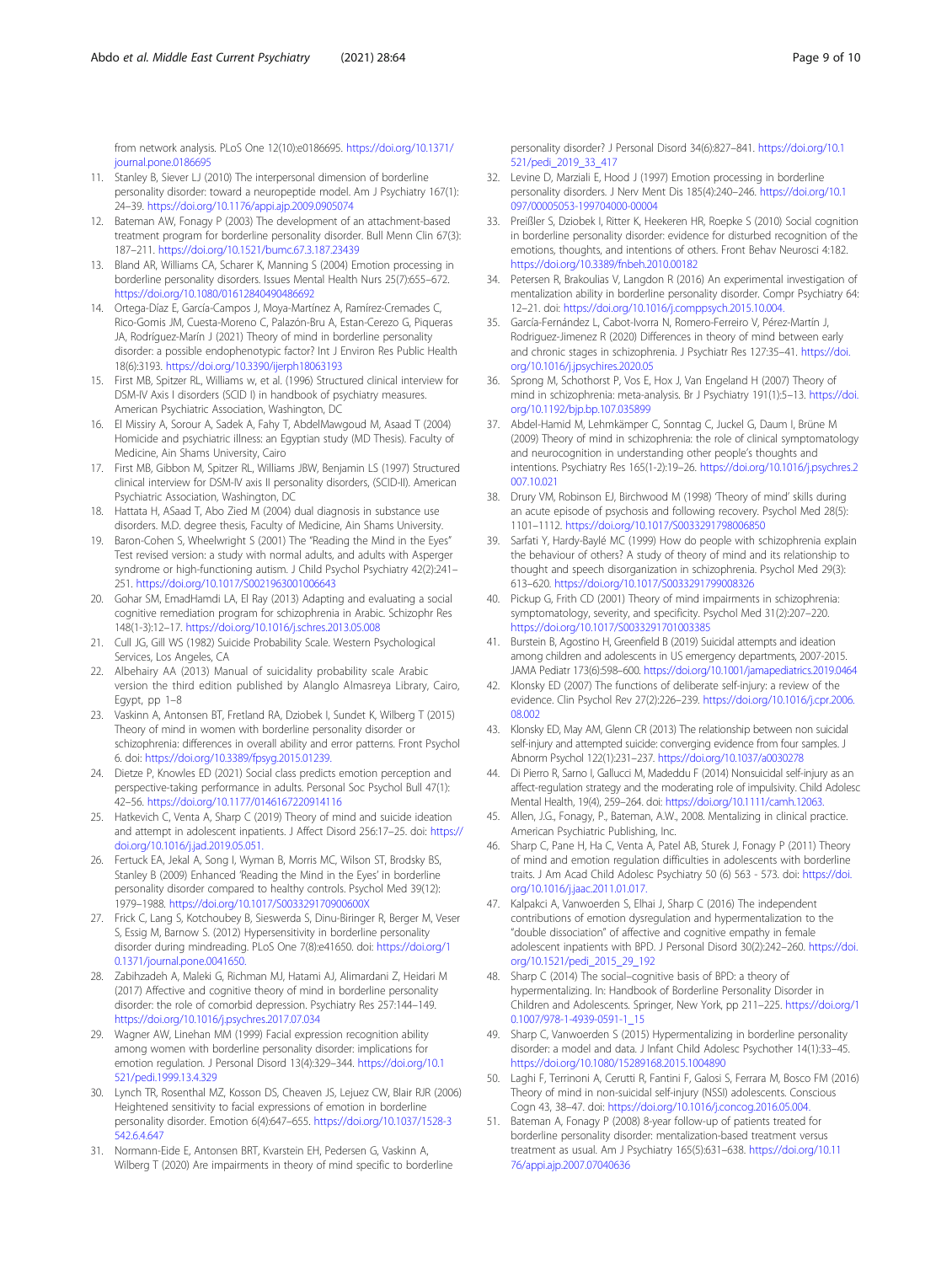from network analysis. PLoS One 12(10):e0186695. https://doi.org/10.1371/journal.pone.0186695

11. Stanley B, Siever LJ (2010) The interpersonal dimension of borderline personality disorder: toward a neuropeptide model. Am J Psychiatry 167(1): 24–39. https://doi.org/10.1176/appi.ajp.2009.0905074
12. Bateman AW, Fonagy P (2003) The development of an attachment-based treatment program for borderline personality disorder. Bull Menn Clin 67(3): 187–211. https://doi.org/10.1521/bumc.67.3.187.23439
13. Bland AR, Williams CA, Scharer K, Manning S (2004) Emotion processing in borderline personality disorders. Issues Mental Health Nurs 25(7):655–672. https://doi.org/10.1080/01612840490486692
14. Ortega-Díaz E, García-Campos J, Moya-Martínez A, Ramírez-Cremades C, Rico-Gomis JM, Cuesta-Moreno C, Palazón-Bru A, Estan-Cerezo G, Piqueras JA, Rodríguez-Marín J (2021) Theory of mind in borderline personality disorder: a possible endophenotypic factor? Int J Environ Res Public Health 18(6):3193. https://doi.org/10.3390/ijerph18063193
15. First MB, Spitzer RL, Williams w, et al. (1996) Structured clinical interview for DSM-IV Axis I disorders (SCID I) in handbook of psychiatry measures. American Psychiatric Association, Washington, DC
16. El Missiry A, Sorour A, Sadek A, Fahy T, AbdelMawgoud M, Asaad T (2004) Homicide and psychiatric illness: an Egyptian study (MD Thesis). Faculty of Medicine, Ain Shams University, Cairo
17. First MB, Gibbon M, Spitzer RL, Williams JBW, Benjamin LS (1997) Structured clinical interview for DSM-IV axis II personality disorders, (SCID-II). American Psychiatric Association, Washington, DC
18. Hattata H, ASaad T, Abo Zied M (2004) dual diagnosis in substance use disorders. M.D. degree thesis, Faculty of Medicine, Ain Shams University.
19. Baron-Cohen S, Wheelwright S (2001) The "Reading the Mind in the Eyes" Test revised version: a study with normal adults, and adults with Asperger syndrome or high-functioning autism. J Child Psychol Psychiatry 42(2):241–251. https://doi.org/10.1017/S0021963001006643
20. Gohar SM, EmadHamdi LA, El Ray (2013) Adapting and evaluating a social cognitive remediation program for schizophrenia in Arabic. Schizophr Res 148(1-3):12–17. https://doi.org/10.1016/j.schres.2013.05.008
21. Cull JG, Gill WS (1982) Suicide Probability Scale. Western Psychological Services, Los Angeles, CA
22. Albehairy AA (2013) Manual of suicidality probability scale Arabic version the third edition published by Alanglo Almasreya Library, Cairo, Egypt, pp 1–8
23. Vaskinn A, Antonsen BT, Fretland RA, Dziobek I, Sundet K, Wilberg T (2015) Theory of mind in women with borderline personality disorder or schizophrenia: differences in overall ability and error patterns. Front Psychol 6. doi: https://doi.org/10.3389/fpsyg.2015.01239.
24. Dietze P, Knowles ED (2021) Social class predicts emotion perception and perspective-taking performance in adults. Personal Soc Psychol Bull 47(1): 42–56. https://doi.org/10.1177/0146167220914116
25. Hatkevich C, Venta A, Sharp C (2019) Theory of mind and suicide ideation and attempt in adolescent inpatients. J Affect Disord 256:17–25. doi: https://doi.org/10.1016/j.jad.2019.05.051.
26. Fertuck EA, Jekal A, Song I, Wyman B, Morris MC, Wilson ST, Brodsky BS, Stanley B (2009) Enhanced 'Reading the Mind in the Eyes' in borderline personality disorder compared to healthy controls. Psychol Med 39(12): 1979–1988. https://doi.org/10.1017/S003329170900600X
27. Frick C, Lang S, Kotchoubey B, Sieswerda S, Dinu-Biringer R, Berger M, Veser S, Essig M, Barnow S. (2012) Hypersensitivity in borderline personality disorder during mindreading. PLoS One 7(8):e41650. doi: https://doi.org/10.1371/journal.pone.0041650.
28. Zabihzadeh A, Maleki G, Richman MJ, Hatami AJ, Alimardani Z, Heidari M (2017) Affective and cognitive theory of mind in borderline personality disorder: the role of comorbid depression. Psychiatry Res 257:144–149. https://doi.org/10.1016/j.psychres.2017.07.034
29. Wagner AW, Linehan MM (1999) Facial expression recognition ability among women with borderline personality disorder: implications for emotion regulation. J Personal Disord 13(4):329–344. https://doi.org/10.1521/pedi.1999.13.4.329
30. Lynch TR, Rosenthal MZ, Kosson DS, Cheaven JS, Lejuez CW, Blair RJR (2006) Heightened sensitivity to facial expressions of emotion in borderline personality disorder. Emotion 6(4):647–655. https://doi.org/10.1037/1528-3542.6.4.647
31. Normann-Eide E, Antonsen BRT, Kvarstein EH, Pedersen G, Vaskinn A, Wilberg T (2020) Are impairments in theory of mind specific to borderline personality disorder? J Personal Disord 34(6):827–841. https://doi.org/10.1521/pedi_2019_33_417
32. Levine D, Marziali E, Hood J (1997) Emotion processing in borderline personality disorders. J Nerv Ment Dis 185(4):240–246. https://doi.org/10.1097/00005053-199704000-00004
33. Preißler S, Dziobek I, Ritter K, Heekeren HR, Roepke S (2010) Social cognition in borderline personality disorder: evidence for disturbed recognition of the emotions, thoughts, and intentions of others. Front Behav Neurosci 4:182. https://doi.org/10.3389/fnbeh.2010.00182
34. Petersen R, Brakoulias V, Langdon R (2016) An experimental investigation of mentalization ability in borderline personality disorder. Compr Psychiatry 64: 12–21. doi: https://doi.org/10.1016/j.comppsych.2015.10.004.
35. García-Fernández L, Cabot-Ivorra N, Romero-Ferreiro V, Pérez-Martín J, Rodriguez-Jimenez R (2020) Differences in theory of mind between early and chronic stages in schizophrenia. J Psychiatr Res 127:35–41. https://doi.org/10.1016/j.jpsychires.2020.05
36. Sprong M, Schothorst P, Vos E, Hox J, Van Engeland H (2007) Theory of mind in schizophrenia: meta-analysis. Br J Psychiatry 191(1):5–13. https://doi.org/10.1192/bjp.bp.107.035899
37. Abdel-Hamid M, Lehmkämper C, Sonntag C, Juckel G, Daum I, Brüne M (2009) Theory of mind in schizophrenia: the role of clinical symptomatology and neurocognition in understanding other people's thoughts and intentions. Psychiatry Res 165(1-2):19–26. https://doi.org/10.1016/j.psychres.2007.10.021
38. Drury VM, Robinson EJ, Birchwood M (1998) 'Theory of mind' skills during an acute episode of psychosis and following recovery. Psychol Med 28(5): 1101–1112. https://doi.org/10.1017/S0033291798006850
39. Sarfati Y, Hardy-Baylé MC (1999) How do people with schizophrenia explain the behaviour of others? A study of theory of mind and its relationship to thought and speech disorganization in schizophrenia. Psychol Med 29(3): 613–620. https://doi.org/10.1017/S0033291799008326
40. Pickup G, Frith CD (2001) Theory of mind impairments in schizophrenia: symptomatology, severity, and specificity. Psychol Med 31(2):207–220. https://doi.org/10.1017/S0033291701003385
41. Burstein B, Agostino H, Greenfield B (2019) Suicidal attempts and ideation among children and adolescents in US emergency departments, 2007-2015. JAMA Pediatr 173(6):598–600. https://doi.org/10.1001/jamapediatrics.2019.0464
42. Klonsky ED (2007) The functions of deliberate self-injury: a review of the evidence. Clin Psychol Rev 27(2):226–239. https://doi.org/10.1016/j.cpr.2006.08.002
43. Klonsky ED, May AM, Glenn CR (2013) The relationship between non suicidal self-injury and attempted suicide: converging evidence from four samples. J Abnorm Psychol 122(1):231–237. https://doi.org/10.1037/a0030278
44. Di Pierro R, Sarno I, Gallucci M, Madeddu F (2014) Nonsuicidal self-injury as an affect-regulation strategy and the moderating role of impulsivity. Child Adolesc Mental Health, 19(4), 259–264. doi: https://doi.org/10.1111/camh.12063.
45. Allen, J.G., Fonagy, P., Bateman, A.W., 2008. Mentalizing in clinical practice. American Psychiatric Publishing, Inc.
46. Sharp C, Pane H, Ha C, Venta A, Patel AB, Sturek J, Fonagy P (2011) Theory of mind and emotion regulation difficulties in adolescents with borderline traits. J Am Acad Child Adolesc Psychiatry 50 (6) 563 - 573. doi: https://doi.org/10.1016/j.jaac.2011.01.017.
47. Kalpakci A, Vanwoerden S, Elhai J, Sharp C (2016) The independent contributions of emotion dysregulation and hypermentalization to the "double dissociation" of affective and cognitive empathy in female adolescent inpatients with BPD. J Personal Disord 30(2):242–260. https://doi.org/10.1521/pedi_2015_29_192
48. Sharp C (2014) The social–cognitive basis of BPD: a theory of hypermentalizing. In: Handbook of Borderline Personality Disorder in Children and Adolescents. Springer, New York, pp 211–225. https://doi.org/10.1007/978-1-4939-0591-1_15
49. Sharp C, Vanwoerden S (2015) Hypermentalizing in borderline personality disorder: a model and data. J Infant Child Adolesc Psychother 14(1):33–45. https://doi.org/10.1080/15289168.2015.1004890
50. Laghi F, Terrinoni A, Cerutti R, Fantini F, Galosi S, Ferrara M, Bosco FM (2016) Theory of mind in non-suicidal self-injury (NSSI) adolescents. Conscious Cogn 43, 38–47. doi: https://doi.org/10.1016/j.concog.2016.05.004.
51. Bateman A, Fonagy P (2008) 8-year follow-up of patients treated for borderline personality disorder: mentalization-based treatment versus treatment as usual. Am J Psychiatry 165(5):631–638. https://doi.org/10.1176/appi.ajp.2007.07040636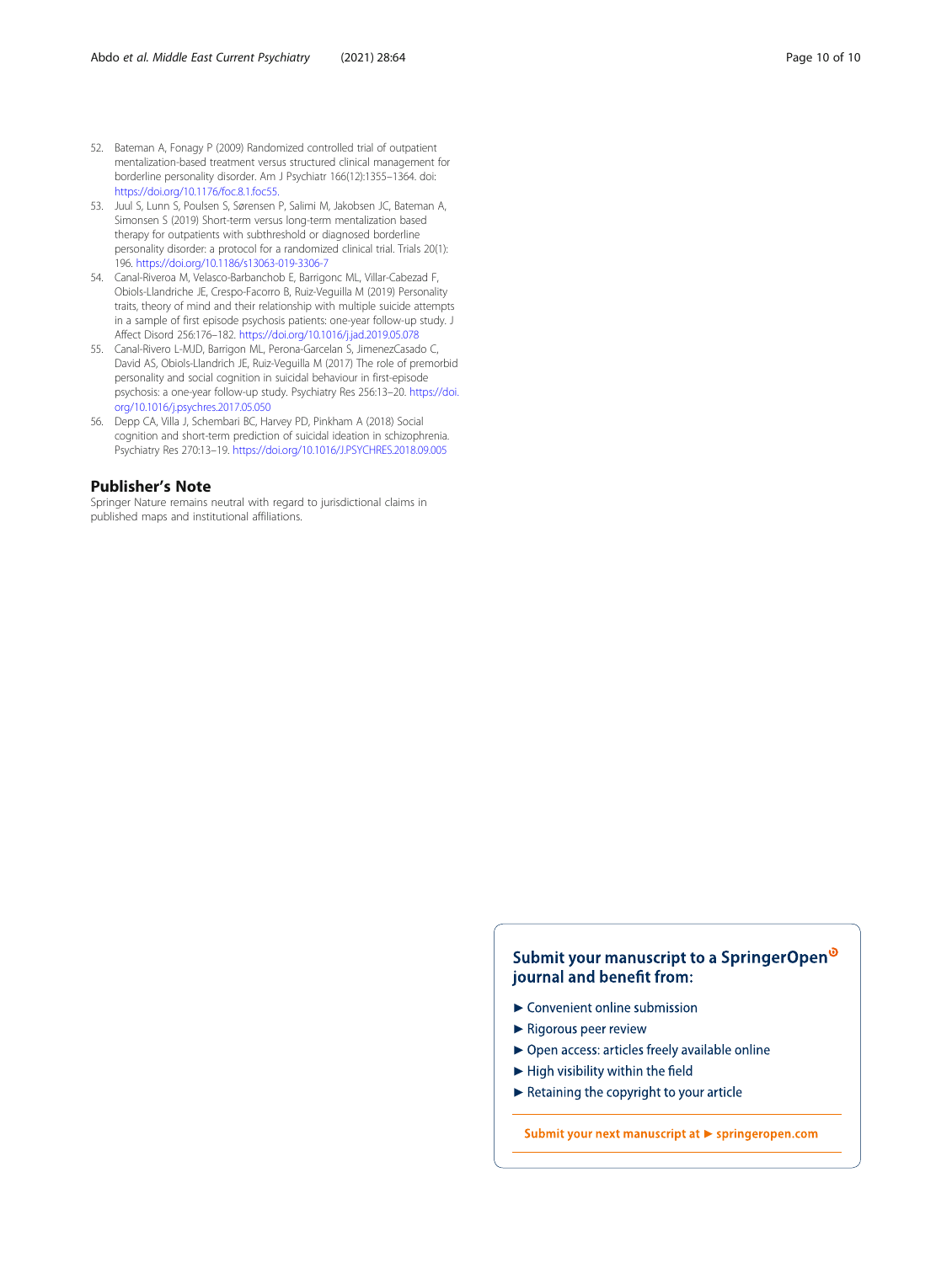52. Bateman A, Fonagy P (2009) Randomized controlled trial of outpatient mentalization-based treatment versus structured clinical management for borderline personality disorder. Am J Psychiatr 166(12):1355–1364. doi: https://doi.org/10.1176/foc.8.1.foc55.
53. Juul S, Lunn S, Poulsen S, Sørensen P, Salimi M, Jakobsen JC, Bateman A, Simonsen S (2019) Short-term versus long-term mentalization based therapy for outpatients with subthreshold or diagnosed borderline personality disorder: a protocol for a randomized clinical trial. Trials 20(1): 196. https://doi.org/10.1186/s13063-019-3306-7
54. Canal-Riveroa M, Velasco-Barbanchob E, Barrigonc ML, Villar-Cabezad F, Obiols-Llandriche JE, Crespo-Facorro B, Ruiz-Veguilla M (2019) Personality traits, theory of mind and their relationship with multiple suicide attempts in a sample of first episode psychosis patients: one-year follow-up study. J Affect Disord 256:176–182. https://doi.org/10.1016/j.jad.2019.05.078
55. Canal-Rivero L-MJD, Barrigon ML, Perona-Garcelan S, JimenezCasado C, David AS, Obiols-Llandrich JE, Ruiz-Veguilla M (2017) The role of premorbid personality and social cognition in suicidal behaviour in first-episode psychosis: a one-year follow-up study. Psychiatry Res 256:13–20. https://doi.org/10.1016/j.psychres.2017.05.050
56. Depp CA, Villa J, Schembari BC, Harvey PD, Pinkham A (2018) Social cognition and short-term prediction of suicidal ideation in schizophrenia. Psychiatry Res 270:13–19. https://doi.org/10.1016/J.PSYCHRES.2018.09.005

## Publisher's Note

Springer Nature remains neutral with regard to jurisdictional claims in published maps and institutional affiliations.

**Submit your manuscript to a SpringerOpen journal and benefit from:**

- ► Convenient online submission
- ► Rigorous peer review
- ► Open access: articles freely available online
- ► High visibility within the field
- ► Retaining the copyright to your article

**Submit your next manuscript at ► springeropen.com**